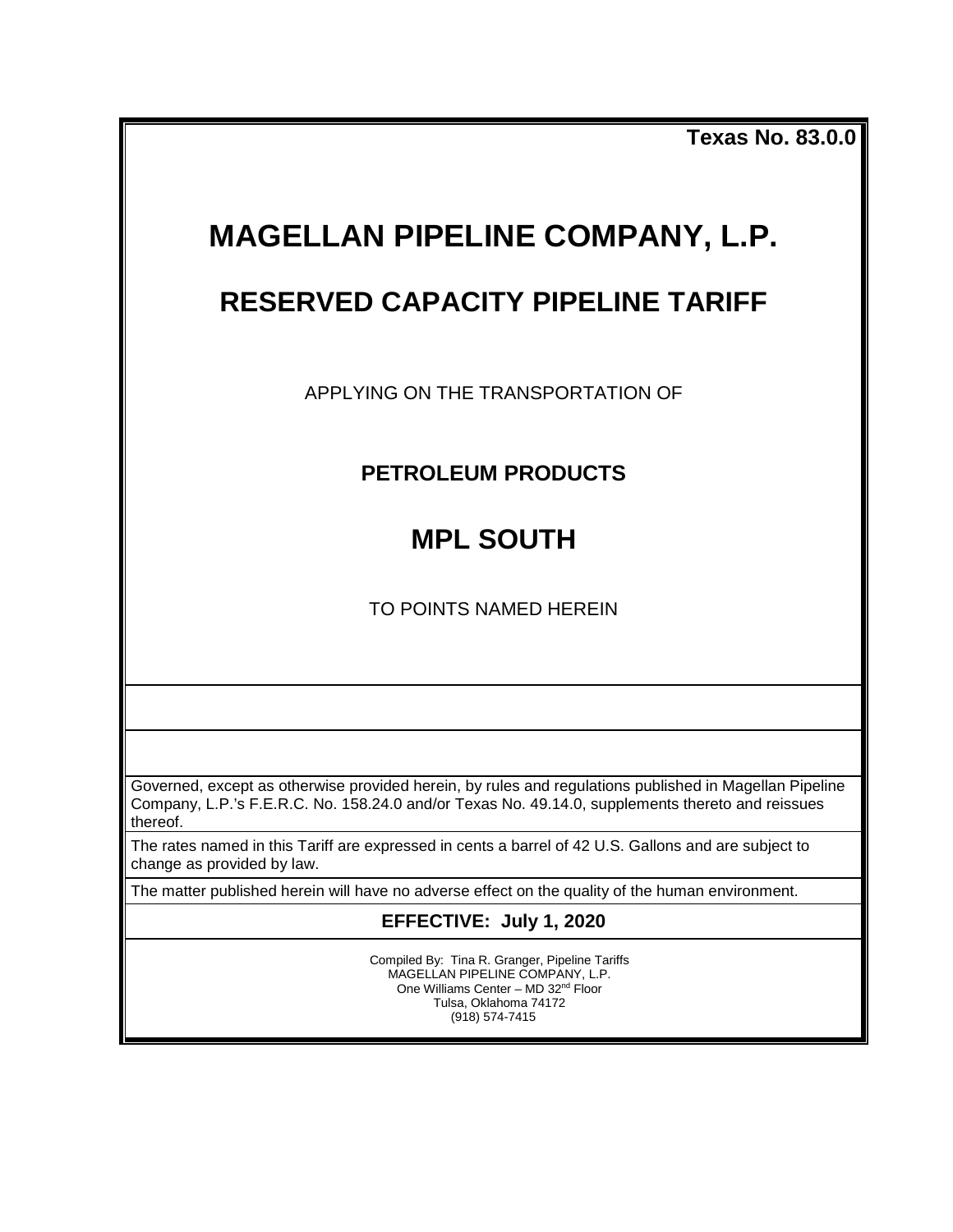**Texas No. 83.0.0**

# MAGELLAN PIPELINE COMPANY, L.P.

## RESERVED CAPACITY PIPELINE TARIFF

APPLYING ON THE TRANSPORTATION OF

**PETROLEUM PRODUCTS**

## MPL SOUTH

TO POINTS NAMED HEREIN

Governed, except as otherwise provided herein, by rules and regulations published in Magellan Pipeline Company, L.P.'s F.E.R.C. No. 158.24.0 and/or Texas No. 49.14.0, supplements thereto and reissues thereof.

The rates named in this Tariff are expressed in cents a barrel of 42 U.S. Gallons and are subject to change as provided by law.

The matter published herein will have no adverse effect on the quality of the human environment.

**EFFECTIVE: July 1, 2020**

Compiled By: Tina R. Granger, Pipeline Tariffs
MAGELLAN PIPELINE COMPANY, L.P.
One Williams Center – MD 32nd Floor
Tulsa, Oklahoma 74172
(918) 574-7415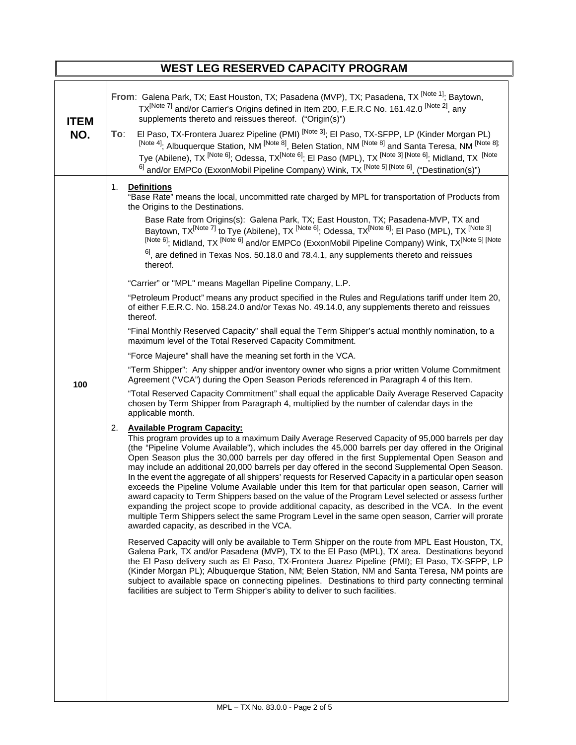# WEST LEG RESERVED CAPACITY PROGRAM

| ITEM NO. | |
|---|---|
| | **From**: Galena Park, TX; East Houston, TX; Pasadena (MVP), TX; Pasadena, TX [Note 1]; Baytown, TX[Note 7] and/or Carrier's Origins defined in Item 200, F.E.R.C No. 161.42.0 [Note 2], any supplements thereto and reissues thereof. ("Origin(s)")<br><br>**To**: El Paso, TX-Frontera Juarez Pipeline (PMI) [Note 3]; El Paso, TX-SFPP, LP (Kinder Morgan PL) [Note 4]; Albuquerque Station, NM [Note 8], Belen Station, NM [Note 8] and Santa Teresa, NM [Note 8]; Tye (Abilene), TX [Note 6]; Odessa, TX[Note 6]; El Paso (MPL), TX [Note 3] [Note 6]; Midland, TX [Note 6] and/or EMPCo (ExxonMobil Pipeline Company) Wink, TX [Note 5] [Note 6], ("Destination(s)") |
| 100 | 1. **Definitions**<br>"Base Rate" means the local, uncommitted rate charged by MPL for transportation of Products from the Origins to the Destinations.<br><br>Base Rate from Origins(s): Galena Park, TX; East Houston, TX; Pasadena-MVP, TX and Baytown, TX[Note 7] to Tye (Abilene), TX [Note 6]; Odessa, TX[Note 6]; El Paso (MPL), TX [Note 3] [Note 6]; Midland, TX [Note 6] and/or EMPCo (ExxonMobil Pipeline Company) Wink, TX[Note 5] [Note 6], are defined in Texas Nos. 50.18.0 and 78.4.1, any supplements thereto and reissues thereof.<br><br>"Carrier" or "MPL" means Magellan Pipeline Company, L.P.<br><br>"Petroleum Product" means any product specified in the Rules and Regulations tariff under Item 20, of either F.E.R.C. No. 158.24.0 and/or Texas No. 49.14.0, any supplements thereto and reissues thereof.<br><br>"Final Monthly Reserved Capacity" shall equal the Term Shipper's actual monthly nomination, to a maximum level of the Total Reserved Capacity Commitment.<br><br>"Force Majeure" shall have the meaning set forth in the VCA.<br><br>"Term Shipper": Any shipper and/or inventory owner who signs a prior written Volume Commitment Agreement ("VCA") during the Open Season Periods referenced in Paragraph 4 of this Item.<br><br>"Total Reserved Capacity Commitment" shall equal the applicable Daily Average Reserved Capacity chosen by Term Shipper from Paragraph 4, multiplied by the number of calendar days in the applicable month.<br><br>2. **Available Program Capacity:**<br>This program provides up to a maximum Daily Average Reserved Capacity of 95,000 barrels per day (the "Pipeline Volume Available"), which includes the 45,000 barrels per day offered in the Original Open Season plus the 30,000 barrels per day offered in the first Supplemental Open Season and may include an additional 20,000 barrels per day offered in the second Supplemental Open Season. In the event the aggregate of all shippers' requests for Reserved Capacity in a particular open season exceeds the Pipeline Volume Available under this Item for that particular open season, Carrier will award capacity to Term Shippers based on the value of the Program Level selected or assess further expanding the project scope to provide additional capacity, as described in the VCA. In the event multiple Term Shippers select the same Program Level in the same open season, Carrier will prorate awarded capacity, as described in the VCA.<br><br>Reserved Capacity will only be available to Term Shipper on the route from MPL East Houston, TX, Galena Park, TX and/or Pasadena (MVP), TX to the El Paso (MPL), TX area. Destinations beyond the El Paso delivery such as El Paso, TX-Frontera Juarez Pipeline (PMI); El Paso, TX-SFPP, LP (Kinder Morgan PL); Albuquerque Station, NM; Belen Station, NM and Santa Teresa, NM points are subject to available space on connecting pipelines. Destinations to third party connecting terminal facilities are subject to Term Shipper's ability to deliver to such facilities. |

MPL – TX No. 83.0.0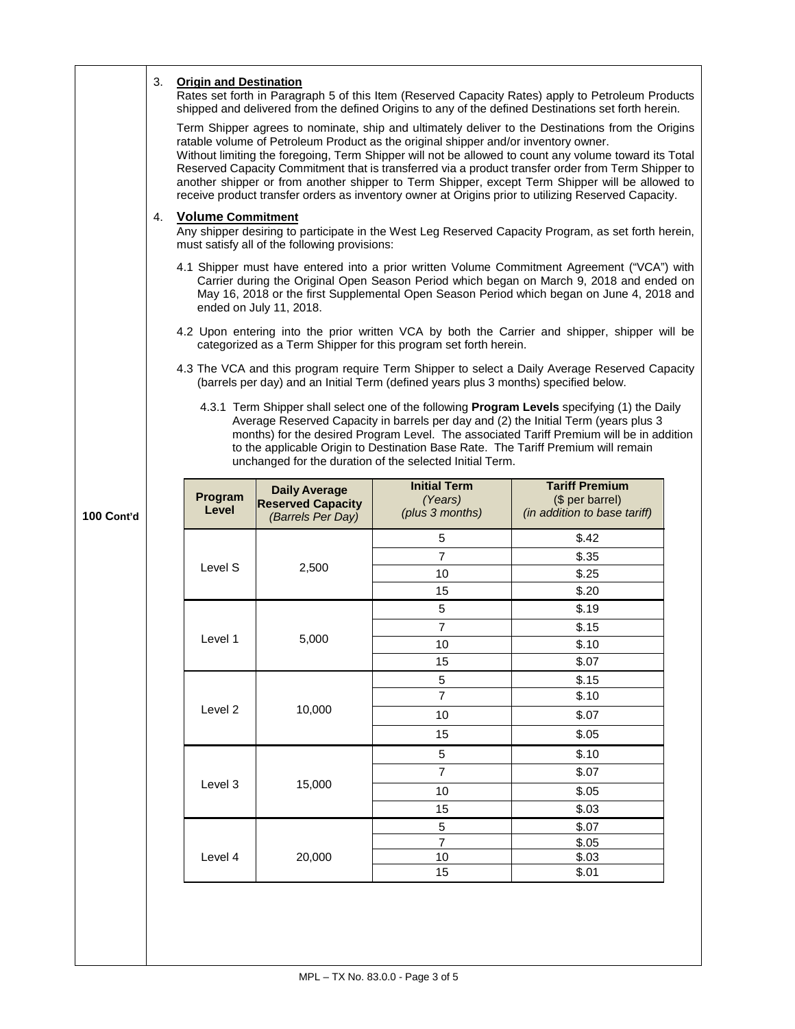100 Cont'd

3. **Origin and Destination**

Rates set forth in Paragraph 5 of this Item (Reserved Capacity Rates) apply to Petroleum Products shipped and delivered from the defined Origins to any of the defined Destinations set forth herein.

Term Shipper agrees to nominate, ship and ultimately deliver to the Destinations from the Origins ratable volume of Petroleum Product as the original shipper and/or inventory owner.
Without limiting the foregoing, Term Shipper will not be allowed to count any volume toward its Total Reserved Capacity Commitment that is transferred via a product transfer order from Term Shipper to another shipper or from another shipper to Term Shipper, except Term Shipper will be allowed to receive product transfer orders as inventory owner at Origins prior to utilizing Reserved Capacity.

4. **Volume Commitment**

Any shipper desiring to participate in the West Leg Reserved Capacity Program, as set forth herein, must satisfy all of the following provisions:

4.1 Shipper must have entered into a prior written Volume Commitment Agreement ("VCA") with Carrier during the Original Open Season Period which began on March 9, 2018 and ended on May 16, 2018 or the first Supplemental Open Season Period which began on June 4, 2018 and ended on July 11, 2018.

4.2 Upon entering into the prior written VCA by both the Carrier and shipper, shipper will be categorized as a Term Shipper for this program set forth herein.

4.3 The VCA and this program require Term Shipper to select a Daily Average Reserved Capacity (barrels per day) and an Initial Term (defined years plus 3 months) specified below.

4.3.1 Term Shipper shall select one of the following **Program Levels** specifying (1) the Daily Average Reserved Capacity in barrels per day and (2) the Initial Term (years plus 3 months) for the desired Program Level. The associated Tariff Premium will be in addition to the applicable Origin to Destination Base Rate. The Tariff Premium will remain unchanged for the duration of the selected Initial Term.

| Program Level | Daily Average Reserved Capacity *(Barrels Per Day)* | Initial Term *(Years)* *(plus 3 months)* | Tariff Premium ($ per barrel) *(in addition to base tariff)* |
|---|---|---|---|
| Level S | 2,500 | 5 | $.42 |
| | | 7 | $.35 |
| | | 10 | $.25 |
| | | 15 | $.20 |
| Level 1 | 5,000 | 5 | $.19 |
| | | 7 | $.15 |
| | | 10 | $.10 |
| | | 15 | $.07 |
| Level 2 | 10,000 | 5 | $.15 |
| | | 7 | $.10 |
| | | 10 | $.07 |
| | | 15 | $.05 |
| Level 3 | 15,000 | 5 | $.10 |
| | | 7 | $.07 |
| | | 10 | $.05 |
| | | 15 | $.03 |
| Level 4 | 20,000 | 5 | $.07 |
| | | 7 | $.05 |
| | | 10 | $.03 |
| | | 15 | $.01 |

MPL – TX No. 83.0.0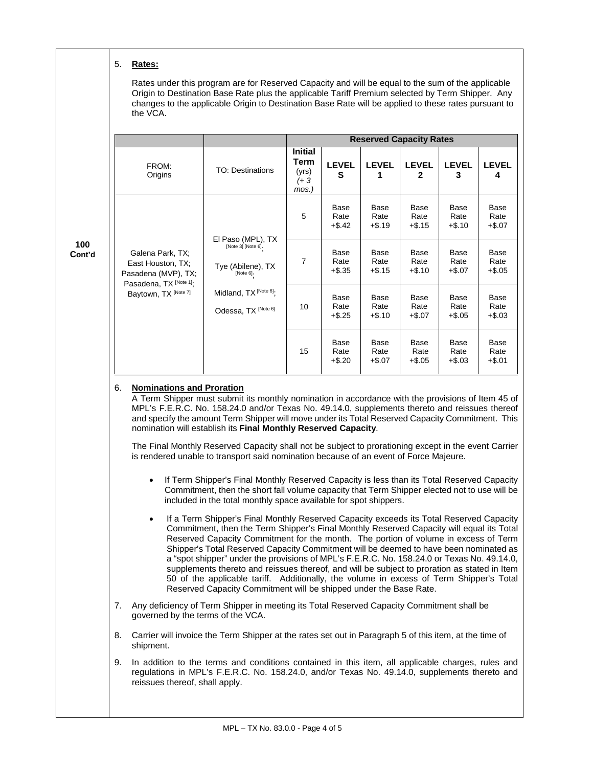**100 Cont'd**

5. **Rates:**

   Rates under this program are for Reserved Capacity and will be equal to the sum of the applicable Origin to Destination Base Rate plus the applicable Tariff Premium selected by Term Shipper. Any changes to the applicable Origin to Destination Base Rate will be applied to these rates pursuant to the VCA.

| | | Reserved Capacity Rates | | | | | |
|---|---|---|---|---|---|---|---|
| FROM: Origins | TO: Destinations | Initial Term (yrs) *(+ 3 mos.)* | LEVEL S | LEVEL 1 | LEVEL 2 | LEVEL 3 | LEVEL 4 |
| Galena Park, TX; East Houston, TX; Pasadena (MVP), TX; Pasadena, TX [Note 1]; Baytown, TX [Note 7] | El Paso (MPL), TX [Note 3] [Note 6]; Tye (Abilene), TX [Note 6]; Midland, TX [Note 6]; Odessa, TX [Note 6] | 5 | Base Rate +$.42 | Base Rate +$.19 | Base Rate +$.15 | Base Rate +$.10 | Base Rate +$.07 |
| | | 7 | Base Rate +$.35 | Base Rate +$.15 | Base Rate +$.10 | Base Rate +$.07 | Base Rate +$.05 |
| | | 10 | Base Rate +$.25 | Base Rate +$.10 | Base Rate +$.07 | Base Rate +$.05 | Base Rate +$.03 |
| | | 15 | Base Rate +$.20 | Base Rate +$.07 | Base Rate +$.05 | Base Rate +$.03 | Base Rate +$.01 |

6. **Nominations and Proration**

   A Term Shipper must submit its monthly nomination in accordance with the provisions of Item 45 of MPL's F.E.R.C. No. 158.24.0 and/or Texas No. 49.14.0, supplements thereto and reissues thereof and specify the amount Term Shipper will move under its Total Reserved Capacity Commitment. This nomination will establish its **Final Monthly Reserved Capacity**.

   The Final Monthly Reserved Capacity shall not be subject to prorationing except in the event Carrier is rendered unable to transport said nomination because of an event of Force Majeure.

   - If Term Shipper's Final Monthly Reserved Capacity is less than its Total Reserved Capacity Commitment, then the short fall volume capacity that Term Shipper elected not to use will be included in the total monthly space available for spot shippers.
   - If a Term Shipper's Final Monthly Reserved Capacity exceeds its Total Reserved Capacity Commitment, then the Term Shipper's Final Monthly Reserved Capacity will equal its Total Reserved Capacity Commitment for the month. The portion of volume in excess of Term Shipper's Total Reserved Capacity Commitment will be deemed to have been nominated as a "spot shipper" under the provisions of MPL's F.E.R.C. No. 158.24.0 or Texas No. 49.14.0, supplements thereto and reissues thereof, and will be subject to proration as stated in Item 50 of the applicable tariff. Additionally, the volume in excess of Term Shipper's Total Reserved Capacity Commitment will be shipped under the Base Rate.

7. Any deficiency of Term Shipper in meeting its Total Reserved Capacity Commitment shall be governed by the terms of the VCA.

8. Carrier will invoice the Term Shipper at the rates set out in Paragraph 5 of this item, at the time of shipment.

9. In addition to the terms and conditions contained in this item, all applicable charges, rules and regulations in MPL's F.E.R.C. No. 158.24.0, and/or Texas No. 49.14.0, supplements thereto and reissues thereof, shall apply.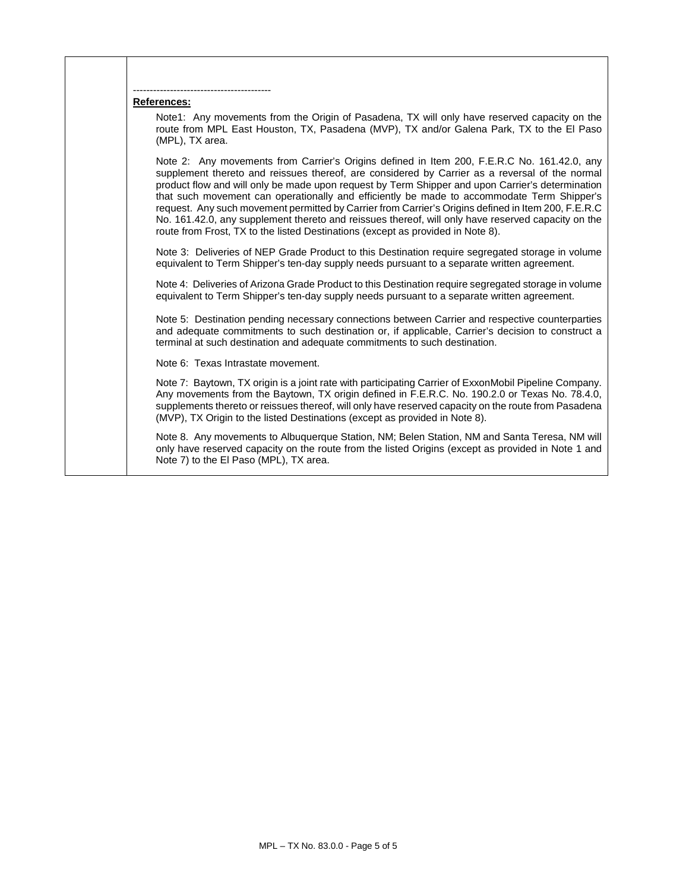-----------------------------------------

**References:**

Note1: Any movements from the Origin of Pasadena, TX will only have reserved capacity on the route from MPL East Houston, TX, Pasadena (MVP), TX and/or Galena Park, TX to the El Paso (MPL), TX area.

Note 2: Any movements from Carrier's Origins defined in Item 200, F.E.R.C No. 161.42.0, any supplement thereto and reissues thereof, are considered by Carrier as a reversal of the normal product flow and will only be made upon request by Term Shipper and upon Carrier's determination that such movement can operationally and efficiently be made to accommodate Term Shipper's request. Any such movement permitted by Carrier from Carrier's Origins defined in Item 200, F.E.R.C No. 161.42.0, any supplement thereto and reissues thereof, will only have reserved capacity on the route from Frost, TX to the listed Destinations (except as provided in Note 8).

Note 3: Deliveries of NEP Grade Product to this Destination require segregated storage in volume equivalent to Term Shipper's ten-day supply needs pursuant to a separate written agreement.

Note 4: Deliveries of Arizona Grade Product to this Destination require segregated storage in volume equivalent to Term Shipper's ten-day supply needs pursuant to a separate written agreement.

Note 5: Destination pending necessary connections between Carrier and respective counterparties and adequate commitments to such destination or, if applicable, Carrier's decision to construct a terminal at such destination and adequate commitments to such destination.

Note 6: Texas Intrastate movement.

Note 7: Baytown, TX origin is a joint rate with participating Carrier of ExxonMobil Pipeline Company. Any movements from the Baytown, TX origin defined in F.E.R.C. No. 190.2.0 or Texas No. 78.4.0, supplements thereto or reissues thereof, will only have reserved capacity on the route from Pasadena (MVP), TX Origin to the listed Destinations (except as provided in Note 8).

Note 8. Any movements to Albuquerque Station, NM; Belen Station, NM and Santa Teresa, NM will only have reserved capacity on the route from the listed Origins (except as provided in Note 1 and Note 7) to the El Paso (MPL), TX area.